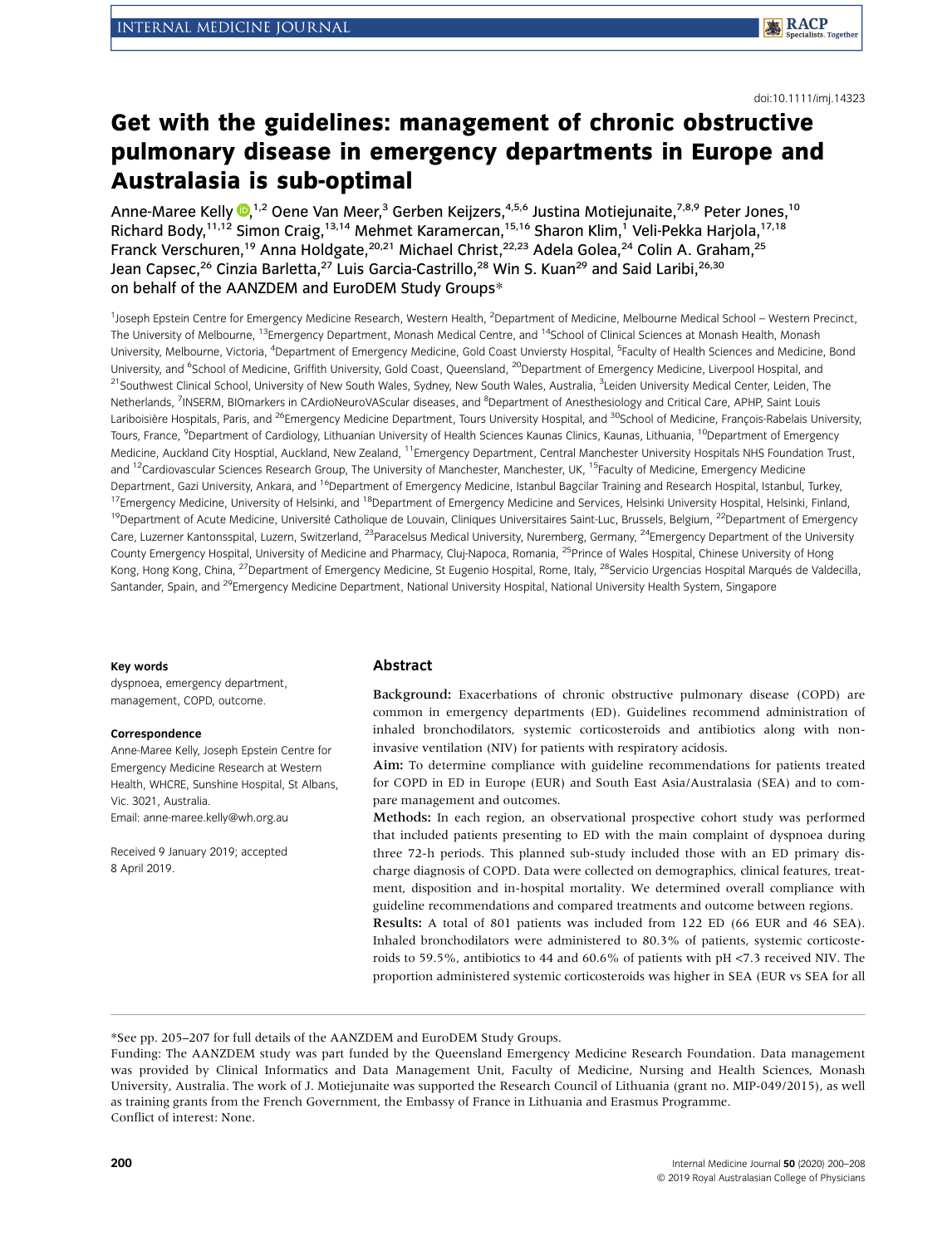doi:10.1111/imj.14323

# Get with the guidelines: management of chronic obstructive pulmonary disease in emergency departments in Europe and Australasia is sub-optimal

Anne-Maree Kelly,[1,2] Oene Van Meer,[3] Gerben Keijzers,[4,5,6] Justina Motiejunaite,[7,8,9] Peter Jones,[10] Richard Body,[11,12] Simon Craig,[13,14] Mehmet Karamercan,[15,16] Sharon Klim,[1] Veli-Pekka Harjola,[17,18] Franck Verschuren,[19] Anna Holdgate,[20,21] Michael Christ,[22,23] Adela Golea,[24] Colin A. Graham,[25] Jean Capsec,[26] Cinzia Barletta,[27] Luis Garcia-Castrillo,[28] Win S. Kuan[29] and Said Laribi,[26,30] on behalf of the AANZDEM and EuroDEM Study Groups*

[1]Joseph Epstein Centre for Emergency Medicine Research, Western Health, [2]Department of Medicine, Melbourne Medical School – Western Precinct, The University of Melbourne, [13]Emergency Department, Monash Medical Centre, and [14]School of Clinical Sciences at Monash Health, Monash University, Melbourne, Victoria, [4]Department of Emergency Medicine, Gold Coast Unviersty Hospital, [5]Faculty of Health Sciences and Medicine, Bond University, and [6]School of Medicine, Griffith University, Gold Coast, Queensland, [20]Department of Emergency Medicine, Liverpool Hospital, and [21]Southwest Clinical School, University of New South Wales, Sydney, New South Wales, Australia, [3]Leiden University Medical Center, Leiden, The Netherlands, [7]INSERM, BIOmarkers in CArdioNeuroVAScular diseases, and [8]Department of Anesthesiology and Critical Care, APHP, Saint Louis Lariboisière Hospitals, Paris, and [26]Emergency Medicine Department, Tours University Hospital, and [30]School of Medicine, François-Rabelais University, Tours, France, [9]Department of Cardiology, Lithuanian University of Health Sciences Kaunas Clinics, Kaunas, Lithuania, [10]Department of Emergency Medicine, Auckland City Hosptial, Auckland, New Zealand, [11]Emergency Department, Central Manchester University Hospitals NHS Foundation Trust, and [12]Cardiovascular Sciences Research Group, The University of Manchester, Manchester, UK, [15]Faculty of Medicine, Emergency Medicine Department, Gazi University, Ankara, and [16]Department of Emergency Medicine, Istanbul Bagcilar Training and Research Hospital, Istanbul, Turkey, [17]Emergency Medicine, University of Helsinki, and [18]Department of Emergency Medicine and Services, Helsinki University Hospital, Helsinki, Finland, [19]Department of Acute Medicine, Université Catholique de Louvain, Cliniques Universitaires Saint-Luc, Brussels, Belgium, [22]Department of Emergency Care, Luzerner Kantonsspital, Luzern, Switzerland, [23]Paracelsus Medical University, Nuremberg, Germany, [24]Emergency Department of the University County Emergency Hospital, University of Medicine and Pharmacy, Cluj-Napoca, Romania, [25]Prince of Wales Hospital, Chinese University of Hong Kong, Hong Kong, China, [27]Department of Emergency Medicine, St Eugenio Hospital, Rome, Italy, [28]Servicio Urgencias Hospital Marqués de Valdecilla, Santander, Spain, and [29]Emergency Medicine Department, National University Hospital, National University Health System, Singapore

**Key words**
dyspnoea, emergency department, management, COPD, outcome.

**Correspondence**
Anne-Maree Kelly, Joseph Epstein Centre for Emergency Medicine Research at Western Health, WHCRE, Sunshine Hospital, St Albans, Vic. 3021, Australia.
Email: anne-maree.kelly@wh.org.au

Received 9 January 2019; accepted 8 April 2019.

## Abstract

**Background:** Exacerbations of chronic obstructive pulmonary disease (COPD) are common in emergency departments (ED). Guidelines recommend administration of inhaled bronchodilators, systemic corticosteroids and antibiotics along with non-invasive ventilation (NIV) for patients with respiratory acidosis.

**Aim:** To determine compliance with guideline recommendations for patients treated for COPD in ED in Europe (EUR) and South East Asia/Australasia (SEA) and to compare management and outcomes.

**Methods:** In each region, an observational prospective cohort study was performed that included patients presenting to ED with the main complaint of dyspnoea during three 72-h periods. This planned sub-study included those with an ED primary discharge diagnosis of COPD. Data were collected on demographics, clinical features, treatment, disposition and in-hospital mortality. We determined overall compliance with guideline recommendations and compared treatments and outcome between regions.

**Results:** A total of 801 patients was included from 122 ED (66 EUR and 46 SEA). Inhaled bronchodilators were administered to 80.3% of patients, systemic corticosteroids to 59.5%, antibiotics to 44 and 60.6% of patients with pH <7.3 received NIV. The proportion administered systemic corticosteroids was higher in SEA (EUR vs SEA for all

*See pp. 205–207 for full details of the AANZDEM and EuroDEM Study Groups.

Funding: The AANZDEM study was part funded by the Queensland Emergency Medicine Research Foundation. Data management was provided by Clinical Informatics and Data Management Unit, Faculty of Medicine, Nursing and Health Sciences, Monash University, Australia. The work of J. Motiejunaite was supported the Research Council of Lithuania (grant no. MIP-049/2015), as well as training grants from the French Government, the Embassy of France in Lithuania and Erasmus Programme.
Conflict of interest: None.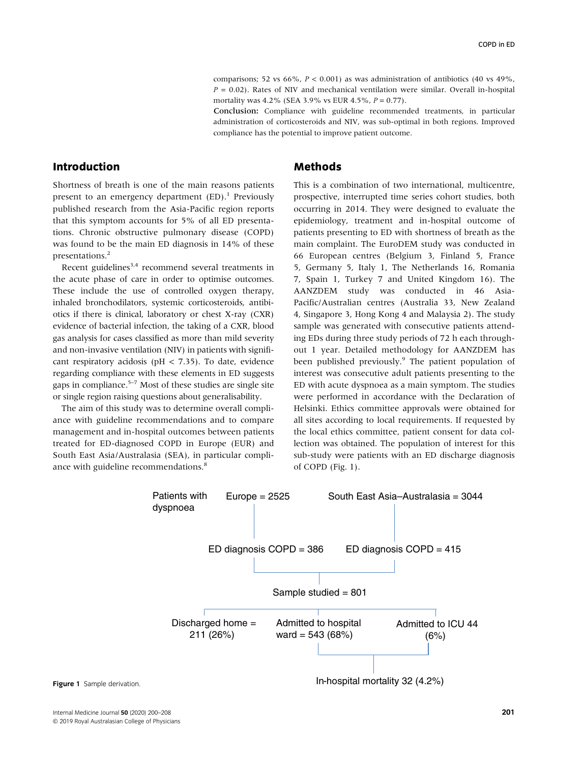comparisons; 52 vs 66%, $P < 0.001$) as was administration of antibiotics (40 vs 49%, $P = 0.02$). Rates of NIV and mechanical ventilation were similar. Overall in-hospital mortality was 4.2% (SEA 3.9% vs EUR 4.5%, $P = 0.77$).

**Conclusion:** Compliance with guideline recommended treatments, in particular administration of corticosteroids and NIV, was sub-optimal in both regions. Improved compliance has the potential to improve patient outcome.

## Introduction

Shortness of breath is one of the main reasons patients present to an emergency department (ED).[1] Previously published research from the Asia-Pacific region reports that this symptom accounts for 5% of all ED presentations. Chronic obstructive pulmonary disease (COPD) was found to be the main ED diagnosis in 14% of these presentations.[2]

Recent guidelines[3,4] recommend several treatments in the acute phase of care in order to optimise outcomes. These include the use of controlled oxygen therapy, inhaled bronchodilators, systemic corticosteroids, antibiotics if there is clinical, laboratory or chest X-ray (CXR) evidence of bacterial infection, the taking of a CXR, blood gas analysis for cases classified as more than mild severity and non-invasive ventilation (NIV) in patients with significant respiratory acidosis (pH < 7.35). To date, evidence regarding compliance with these elements in ED suggests gaps in compliance.[5–7] Most of these studies are single site or single region raising questions about generalisability.

The aim of this study was to determine overall compliance with guideline recommendations and to compare management and in-hospital outcomes between patients treated for ED-diagnosed COPD in Europe (EUR) and South East Asia/Australasia (SEA), in particular compliance with guideline recommendations.[8]

## Methods

This is a combination of two international, multicentre, prospective, interrupted time series cohort studies, both occurring in 2014. They were designed to evaluate the epidemiology, treatment and in-hospital outcome of patients presenting to ED with shortness of breath as the main complaint. The EuroDEM study was conducted in 66 European centres (Belgium 3, Finland 5, France 5, Germany 5, Italy 1, The Netherlands 16, Romania 7, Spain 1, Turkey 7 and United Kingdom 16). The AANZDEM study was conducted in 46 Asia-Pacific/Australian centres (Australia 33, New Zealand 4, Singapore 3, Hong Kong 4 and Malaysia 2). The study sample was generated with consecutive patients attending EDs during three study periods of 72 h each throughout 1 year. Detailed methodology for AANZDEM has been published previously.[9] The patient population of interest was consecutive adult patients presenting to the ED with acute dyspnoea as a main symptom. The studies were performed in accordance with the Declaration of Helsinki. Ethics committee approvals were obtained for all sites according to local requirements. If requested by the local ethics committee, patient consent for data collection was obtained. The population of interest for this sub-study were patients with an ED discharge diagnosis of COPD (Fig. 1).

Patients with dyspnoea: Europe = 2525; South East Asia–Australasia = 3044

ED diagnosis COPD = 386; ED diagnosis COPD = 415

Sample studied = 801

Discharged home = 211 (26%); Admitted to hospital ward = 543 (68%); Admitted to ICU 44 (6%)

In-hospital mortality 32 (4.2%)

**Figure 1** Sample derivation.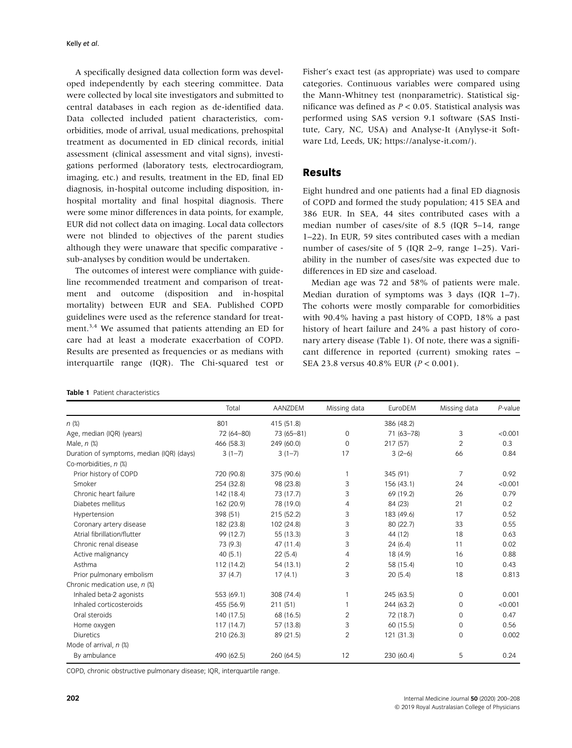A specifically designed data collection form was developed independently by each steering committee. Data were collected by local site investigators and submitted to central databases in each region as de-identified data. Data collected included patient characteristics, comorbidities, mode of arrival, usual medications, prehospital treatment as documented in ED clinical records, initial assessment (clinical assessment and vital signs), investigations performed (laboratory tests, electrocardiogram, imaging, etc.) and results, treatment in the ED, final ED diagnosis, in-hospital outcome including disposition, in-hospital mortality and final hospital diagnosis. There were some minor differences in data points, for example, EUR did not collect data on imaging. Local data collectors were not blinded to objectives of the parent studies although they were unaware that specific comparative - sub-analyses by condition would be undertaken.

The outcomes of interest were compliance with guideline recommended treatment and comparison of treatment and outcome (disposition and in-hospital mortality) between EUR and SEA. Published COPD guidelines were used as the reference standard for treatment.[3,4] We assumed that patients attending an ED for care had at least a moderate exacerbation of COPD. Results are presented as frequencies or as medians with interquartile range (IQR). The Chi-squared test or Fisher's exact test (as appropriate) was used to compare categories. Continuous variables were compared using the Mann-Whitney test (nonparametric). Statistical significance was defined as $P < 0.05$. Statistical analysis was performed using SAS version 9.1 software (SAS Institute, Cary, NC, USA) and Analyse-It (Anylyse-it Software Ltd, Leeds, UK; https://analyse-it.com/).

## Results

Eight hundred and one patients had a final ED diagnosis of COPD and formed the study population; 415 SEA and 386 EUR. In SEA, 44 sites contributed cases with a median number of cases/site of 8.5 (IQR 5–14, range 1–22). In EUR, 59 sites contributed cases with a median number of cases/site of 5 (IQR 2–9, range 1–25). Variability in the number of cases/site was expected due to differences in ED size and caseload.

Median age was 72 and 58% of patients were male. Median duration of symptoms was 3 days (IQR 1–7). The cohorts were mostly comparable for comorbidities with 90.4% having a past history of COPD, 18% a past history of heart failure and 24% a past history of coronary artery disease (Table 1). Of note, there was a significant difference in reported (current) smoking rates – SEA 23.8 versus 40.8% EUR ($P < 0.001$).

**Table 1** Patient characteristics

| | Total | AANZDEM | Missing data | EuroDEM | Missing data | *P*-value |
|---|---|---|---|---|---|---|
| *n* (%) | 801 | 415 (51.8) | | 386 (48.2) | | |
| Age, median (IQR) (years) | 72 (64–80) | 73 (65–81) | 0 | 71 (63–78) | 3 | <0.001 |
| Male, *n* (%) | 466 (58.3) | 249 (60.0) | 0 | 217 (57) | 2 | 0.3 |
| Duration of symptoms, median (IQR) (days) | 3 (1–7) | 3 (1–7) | 17 | 3 (2–6) | 66 | 0.84 |
| Co-morbidities, *n* (%) | | | | | | |
| Prior history of COPD | 720 (90.8) | 375 (90.6) | 1 | 345 (91) | 7 | 0.92 |
| Smoker | 254 (32.8) | 98 (23.8) | 3 | 156 (43.1) | 24 | <0.001 |
| Chronic heart failure | 142 (18.4) | 73 (17.7) | 3 | 69 (19.2) | 26 | 0.79 |
| Diabetes mellitus | 162 (20.9) | 78 (19.0) | 4 | 84 (23) | 21 | 0.2 |
| Hypertension | 398 (51) | 215 (52.2) | 3 | 183 (49.6) | 17 | 0.52 |
| Coronary artery disease | 182 (23.8) | 102 (24.8) | 3 | 80 (22.7) | 33 | 0.55 |
| Atrial fibrillation/flutter | 99 (12.7) | 55 (13.3) | 3 | 44 (12) | 18 | 0.63 |
| Chronic renal disease | 73 (9.3) | 47 (11.4) | 3 | 24 (6.4) | 11 | 0.02 |
| Active malignancy | 40 (5.1) | 22 (5.4) | 4 | 18 (4.9) | 16 | 0.88 |
| Asthma | 112 (14.2) | 54 (13.1) | 2 | 58 (15.4) | 10 | 0.43 |
| Prior pulmonary embolism | 37 (4.7) | 17 (4.1) | 3 | 20 (5.4) | 18 | 0.813 |
| Chronic medication use, *n* (%) | | | | | | |
| Inhaled beta-2 agonists | 553 (69.1) | 308 (74.4) | 1 | 245 (63.5) | 0 | 0.001 |
| Inhaled corticosteroids | 455 (56.9) | 211 (51) | 1 | 244 (63.2) | 0 | <0.001 |
| Oral steroids | 140 (17.5) | 68 (16.5) | 2 | 72 (18.7) | 0 | 0.47 |
| Home oxygen | 117 (14.7) | 57 (13.8) | 3 | 60 (15.5) | 0 | 0.56 |
| Diuretics | 210 (26.3) | 89 (21.5) | 2 | 121 (31.3) | 0 | 0.002 |
| Mode of arrival, *n* (%) | | | | | | |
| By ambulance | 490 (62.5) | 260 (64.5) | 12 | 230 (60.4) | 5 | 0.24 |

COPD, chronic obstructive pulmonary disease; IQR, interquartile range.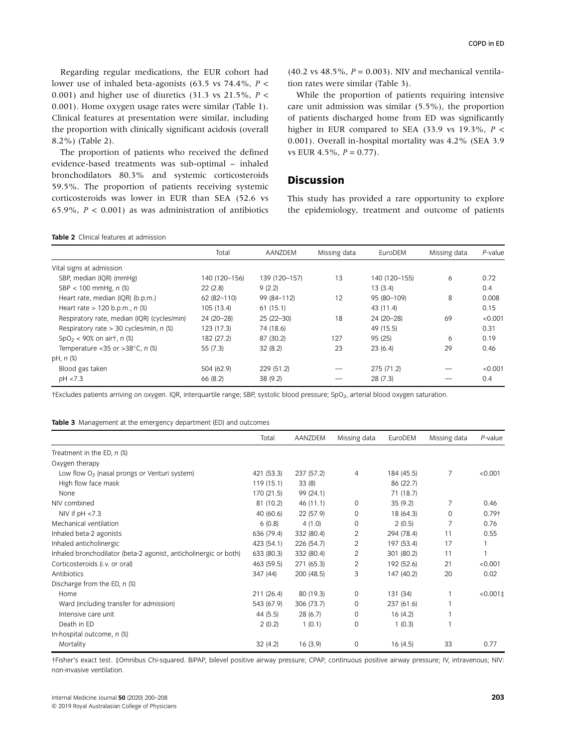Regarding regular medications, the EUR cohort had lower use of inhaled beta-agonists (63.5 vs 74.4%, $P < 0.001$) and higher use of diuretics (31.3 vs 21.5%, $P < 0.001$). Home oxygen usage rates were similar (Table 1). Clinical features at presentation were similar, including the proportion with clinically significant acidosis (overall 8.2%) (Table 2).

The proportion of patients who received the defined evidence-based treatments was sub-optimal – inhaled bronchodilators 80.3% and systemic corticosteroids 59.5%. The proportion of patients receiving systemic corticosteroids was lower in EUR than SEA (52.6 vs 65.9%, $P < 0.001$) as was administration of antibiotics (40.2 vs 48.5%, $P = 0.003$). NIV and mechanical ventilation rates were similar (Table 3).

While the proportion of patients requiring intensive care unit admission was similar (5.5%), the proportion of patients discharged home from ED was significantly higher in EUR compared to SEA (33.9 vs 19.3%, $P < 0.001$). Overall in-hospital mortality was 4.2% (SEA 3.9 vs EUR 4.5%, $P = 0.77$).

## Discussion

This study has provided a rare opportunity to explore the epidemiology, treatment and outcome of patients

**Table 2** Clinical features at admission

| | Total | AANZDEM | Missing data | EuroDEM | Missing data | *P*-value |
|---|---|---|---|---|---|---|
| Vital signs at admission | | | | | | |
| SBP, median (IQR) (mmHg) | 140 (120–156) | 139 (120–157) | 13 | 140 (120–155) | 6 | 0.72 |
| SBP < 100 mmHg, *n* (%) | 22 (2.8) | 9 (2.2) | | 13 (3.4) | | 0.4 |
| Heart rate, median (IQR) (b.p.m.) | 62 (82–110) | 99 (84–112) | 12 | 95 (80–109) | 8 | 0.008 |
| Heart rate > 120 b.p.m., *n* (%) | 105 (13.4) | 61 (15.1) | | 43 (11.4) | | 0.15 |
| Respiratory rate, median (IQR) (cycles/min) | 24 (20–28) | 25 (22–30) | 18 | 24 (20–28) | 69 | <0.001 |
| Respiratory rate > 30 cycles/min, *n* (%) | 123 (17.3) | 74 (18.6) | | 49 (15.5) | | 0.31 |
| $SpO_2$ < 90% on air†, *n* (%) | 182 (27.2) | 87 (30.2) | 127 | 95 (25) | 6 | 0.19 |
| Temperature <35 or >38°C, *n* (%) | 55 (7.3) | 32 (8.2) | 23 | 23 (6.4) | 29 | 0.46 |
| pH, *n* (%) | | | | | | |
| Blood gas taken | 504 (62.9) | 229 (51.2) | — | 275 (71.2) | — | <0.001 |
| pH <7.3 | 66 (8.2) | 38 (9.2) | — | 28 (7.3) | — | 0.4 |

†Excludes patients arriving on oxygen. IQR, interquartile range; SBP, systolic blood pressure; $SpO_2$, arterial blood oxygen saturation.

**Table 3** Management at the emergency department (ED) and outcomes

| | Total | AANZDEM | Missing data | EuroDEM | Missing data | *P*-value |
|---|---|---|---|---|---|---|
| Treatment in the ED, *n* (%) | | | | | | |
| Oxygen therapy | | | | | | |
| Low flow $O_2$ (nasal prongs or Venturi system) | 421 (53.3) | 237 (57.2) | 4 | 184 (45.5) | 7 | <0.001 |
| High flow face mask | 119 (15.1) | 33 (8) | | 86 (22.7) | | |
| None | 170 (21.5) | 99 (24.1) | | 71 (18.7) | | |
| NIV combined | 81 (10.2) | 46 (11.1) | 0 | 35 (9.2) | 7 | 0.46 |
| NIV if pH <7.3 | 40 (60.6) | 22 (57.9) | 0 | 18 (64.3) | 0 | 0.79† |
| Mechanical ventilation | 6 (0.8) | 4 (1.0) | 0 | 2 (0.5) | 7 | 0.76 |
| Inhaled beta-2 agonists | 636 (79.4) | 332 (80.4) | 2 | 294 (78.4) | 11 | 0.55 |
| Inhaled anticholinergic | 423 (54.1) | 226 (54.7) | 2 | 197 (53.4) | 17 | 1 |
| Inhaled bronchodilator (beta-2 agonist, anticholinergic or both) | 633 (80.3) | 332 (80.4) | 2 | 301 (80.2) | 11 | 1 |
| Corticosteroids (i.v. or oral) | 463 (59.5) | 271 (65.3) | 2 | 192 (52.6) | 21 | <0.001 |
| Antibiotics | 347 (44) | 200 (48.5) | 3 | 147 (40.2) | 20 | 0.02 |
| Discharge from the ED, *n* (%) | | | | | | |
| Home | 211 (26.4) | 80 (19.3) | 0 | 131 (34) | 1 | <0.001‡ |
| Ward (including transfer for admission) | 543 (67.9) | 306 (73.7) | 0 | 237 (61.6) | 1 | |
| Intensive care unit | 44 (5.5) | 28 (6.7) | 0 | 16 (4.2) | 1 | |
| Death in ED | 2 (0.2) | 1 (0.1) | 0 | 1 (0.3) | 1 | |
| In-hospital outcome, *n* (%) | | | | | | |
| Mortality | 32 (4.2) | 16 (3.9) | 0 | 16 (4.5) | 33 | 0.77 |

†Fisher's exact test. ‡Omnibus Chi-squared. BiPAP, bilevel positive airway pressure; CPAP, continuous positive airway pressure; IV, intravenous; NIV: non-invasive ventilation.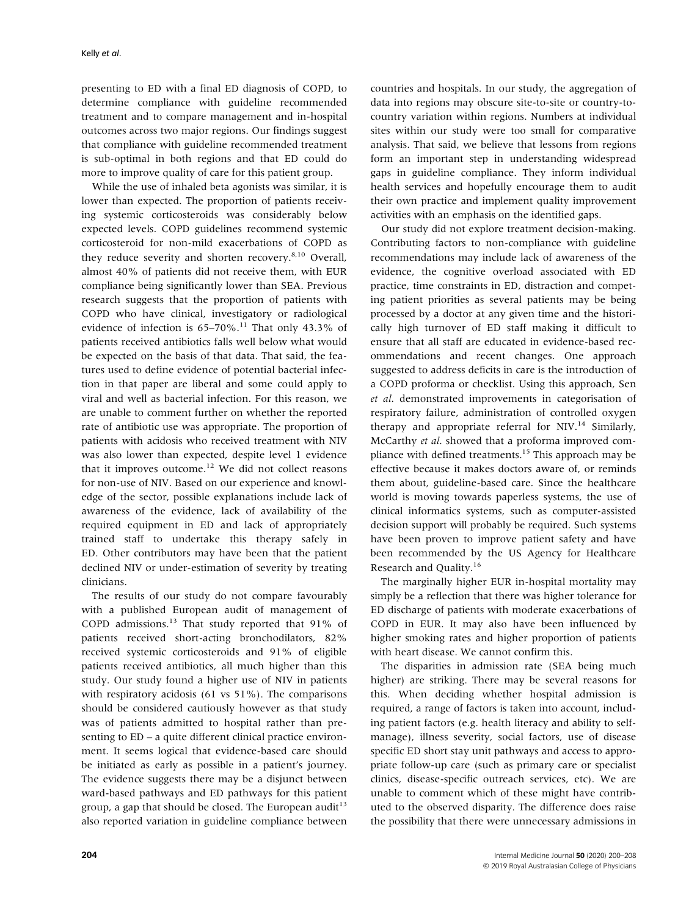presenting to ED with a final ED diagnosis of COPD, to determine compliance with guideline recommended treatment and to compare management and in-hospital outcomes across two major regions. Our findings suggest that compliance with guideline recommended treatment is sub-optimal in both regions and that ED could do more to improve quality of care for this patient group.

While the use of inhaled beta agonists was similar, it is lower than expected. The proportion of patients receiving systemic corticosteroids was considerably below expected levels. COPD guidelines recommend systemic corticosteroid for non-mild exacerbations of COPD as they reduce severity and shorten recovery.[8,10] Overall, almost 40% of patients did not receive them, with EUR compliance being significantly lower than SEA. Previous research suggests that the proportion of patients with COPD who have clinical, investigatory or radiological evidence of infection is 65–70%.[11] That only 43.3% of patients received antibiotics falls well below what would be expected on the basis of that data. That said, the features used to define evidence of potential bacterial infection in that paper are liberal and some could apply to viral and well as bacterial infection. For this reason, we are unable to comment further on whether the reported rate of antibiotic use was appropriate. The proportion of patients with acidosis who received treatment with NIV was also lower than expected, despite level 1 evidence that it improves outcome.[12] We did not collect reasons for non-use of NIV. Based on our experience and knowledge of the sector, possible explanations include lack of awareness of the evidence, lack of availability of the required equipment in ED and lack of appropriately trained staff to undertake this therapy safely in ED. Other contributors may have been that the patient declined NIV or under-estimation of severity by treating clinicians.

The results of our study do not compare favourably with a published European audit of management of COPD admissions.[13] That study reported that 91% of patients received short-acting bronchodilators, 82% received systemic corticosteroids and 91% of eligible patients received antibiotics, all much higher than this study. Our study found a higher use of NIV in patients with respiratory acidosis (61 vs 51%). The comparisons should be considered cautiously however as that study was of patients admitted to hospital rather than presenting to ED – a quite different clinical practice environment. It seems logical that evidence-based care should be initiated as early as possible in a patient's journey. The evidence suggests there may be a disjunct between ward-based pathways and ED pathways for this patient group, a gap that should be closed. The European audit[13] also reported variation in guideline compliance between countries and hospitals. In our study, the aggregation of data into regions may obscure site-to-site or country-to-country variation within regions. Numbers at individual sites within our study were too small for comparative analysis. That said, we believe that lessons from regions form an important step in understanding widespread gaps in guideline compliance. They inform individual health services and hopefully encourage them to audit their own practice and implement quality improvement activities with an emphasis on the identified gaps.

Our study did not explore treatment decision-making. Contributing factors to non-compliance with guideline recommendations may include lack of awareness of the evidence, the cognitive overload associated with ED practice, time constraints in ED, distraction and competing patient priorities as several patients may be being processed by a doctor at any given time and the historically high turnover of ED staff making it difficult to ensure that all staff are educated in evidence-based recommendations and recent changes. One approach suggested to address deficits in care is the introduction of a COPD proforma or checklist. Using this approach, Sen *et al.* demonstrated improvements in categorisation of respiratory failure, administration of controlled oxygen therapy and appropriate referral for NIV.[14] Similarly, McCarthy *et al.* showed that a proforma improved compliance with defined treatments.[15] This approach may be effective because it makes doctors aware of, or reminds them about, guideline-based care. Since the healthcare world is moving towards paperless systems, the use of clinical informatics systems, such as computer-assisted decision support will probably be required. Such systems have been proven to improve patient safety and have been recommended by the US Agency for Healthcare Research and Quality.[16]

The marginally higher EUR in-hospital mortality may simply be a reflection that there was higher tolerance for ED discharge of patients with moderate exacerbations of COPD in EUR. It may also have been influenced by higher smoking rates and higher proportion of patients with heart disease. We cannot confirm this.

The disparities in admission rate (SEA being much higher) are striking. There may be several reasons for this. When deciding whether hospital admission is required, a range of factors is taken into account, including patient factors (e.g. health literacy and ability to self-manage), illness severity, social factors, use of disease specific ED short stay unit pathways and access to appropriate follow-up care (such as primary care or specialist clinics, disease-specific outreach services, etc). We are unable to comment which of these might have contributed to the observed disparity. The difference does raise the possibility that there were unnecessary admissions in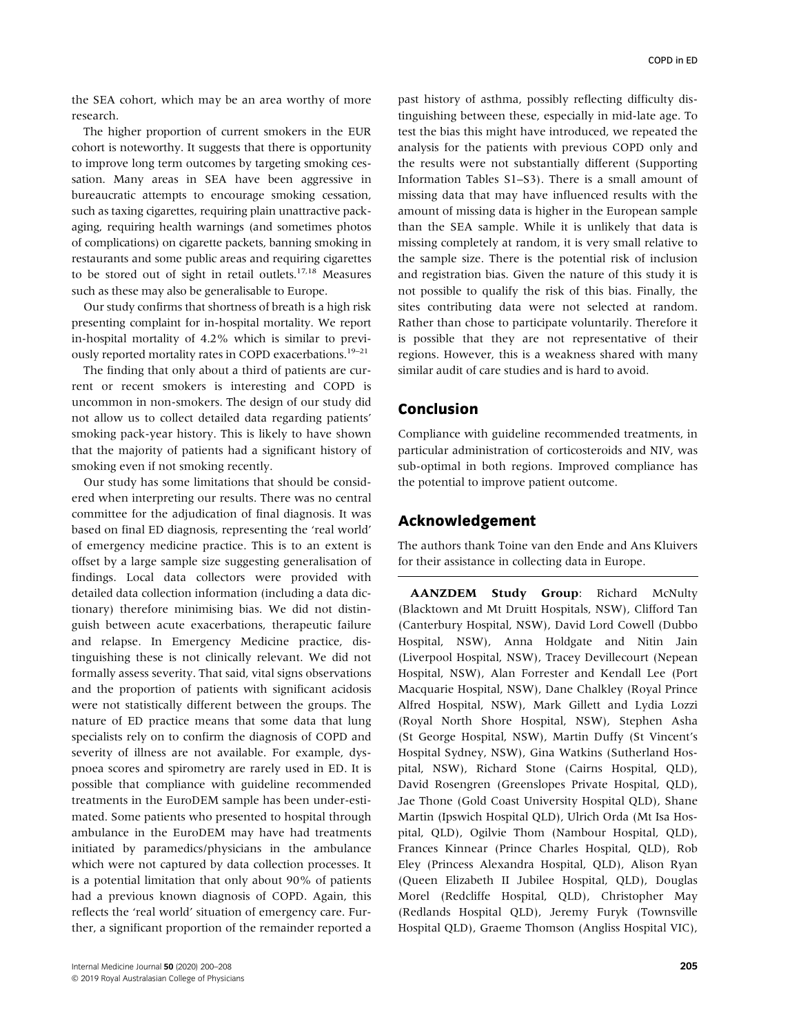the SEA cohort, which may be an area worthy of more research.

The higher proportion of current smokers in the EUR cohort is noteworthy. It suggests that there is opportunity to improve long term outcomes by targeting smoking cessation. Many areas in SEA have been aggressive in bureaucratic attempts to encourage smoking cessation, such as taxing cigarettes, requiring plain unattractive packaging, requiring health warnings (and sometimes photos of complications) on cigarette packets, banning smoking in restaurants and some public areas and requiring cigarettes to be stored out of sight in retail outlets.[17,18] Measures such as these may also be generalisable to Europe.

Our study confirms that shortness of breath is a high risk presenting complaint for in-hospital mortality. We report in-hospital mortality of 4.2% which is similar to previously reported mortality rates in COPD exacerbations.[19–21]

The finding that only about a third of patients are current or recent smokers is interesting and COPD is uncommon in non-smokers. The design of our study did not allow us to collect detailed data regarding patients' smoking pack-year history. This is likely to have shown that the majority of patients had a significant history of smoking even if not smoking recently.

Our study has some limitations that should be considered when interpreting our results. There was no central committee for the adjudication of final diagnosis. It was based on final ED diagnosis, representing the 'real world' of emergency medicine practice. This is to an extent is offset by a large sample size suggesting generalisation of findings. Local data collectors were provided with detailed data collection information (including a data dictionary) therefore minimising bias. We did not distinguish between acute exacerbations, therapeutic failure and relapse. In Emergency Medicine practice, distinguishing these is not clinically relevant. We did not formally assess severity. That said, vital signs observations and the proportion of patients with significant acidosis were not statistically different between the groups. The nature of ED practice means that some data that lung specialists rely on to confirm the diagnosis of COPD and severity of illness are not available. For example, dyspnoea scores and spirometry are rarely used in ED. It is possible that compliance with guideline recommended treatments in the EuroDEM sample has been under-estimated. Some patients who presented to hospital through ambulance in the EuroDEM may have had treatments initiated by paramedics/physicians in the ambulance which were not captured by data collection processes. It is a potential limitation that only about 90% of patients had a previous known diagnosis of COPD. Again, this reflects the 'real world' situation of emergency care. Further, a significant proportion of the remainder reported a past history of asthma, possibly reflecting difficulty distinguishing between these, especially in mid-late age. To test the bias this might have introduced, we repeated the analysis for the patients with previous COPD only and the results were not substantially different (Supporting Information Tables S1–S3). There is a small amount of missing data that may have influenced results with the amount of missing data is higher in the European sample than the SEA sample. While it is unlikely that data is missing completely at random, it is very small relative to the sample size. There is the potential risk of inclusion and registration bias. Given the nature of this study it is not possible to qualify the risk of this bias. Finally, the sites contributing data were not selected at random. Rather than chose to participate voluntarily. Therefore it is possible that they are not representative of their regions. However, this is a weakness shared with many similar audit of care studies and is hard to avoid.

## Conclusion

Compliance with guideline recommended treatments, in particular administration of corticosteroids and NIV, was sub-optimal in both regions. Improved compliance has the potential to improve patient outcome.

## Acknowledgement

The authors thank Toine van den Ende and Ans Kluivers for their assistance in collecting data in Europe.

**AANZDEM Study Group**: Richard McNulty (Blacktown and Mt Druitt Hospitals, NSW), Clifford Tan (Canterbury Hospital, NSW), David Lord Cowell (Dubbo Hospital, NSW), Anna Holdgate and Nitin Jain (Liverpool Hospital, NSW), Tracey Devillecourt (Nepean Hospital, NSW), Alan Forrester and Kendall Lee (Port Macquarie Hospital, NSW), Dane Chalkley (Royal Prince Alfred Hospital, NSW), Mark Gillett and Lydia Lozzi (Royal North Shore Hospital, NSW), Stephen Asha (St George Hospital, NSW), Martin Duffy (St Vincent's Hospital Sydney, NSW), Gina Watkins (Sutherland Hospital, NSW), Richard Stone (Cairns Hospital, QLD), David Rosengren (Greenslopes Private Hospital, QLD), Jae Thone (Gold Coast University Hospital QLD), Shane Martin (Ipswich Hospital QLD), Ulrich Orda (Mt Isa Hospital, QLD), Ogilvie Thom (Nambour Hospital, QLD), Frances Kinnear (Prince Charles Hospital, QLD), Rob Eley (Princess Alexandra Hospital, QLD), Alison Ryan (Queen Elizabeth II Jubilee Hospital, QLD), Douglas Morel (Redcliffe Hospital, QLD), Christopher May (Redlands Hospital QLD), Jeremy Furyk (Townsville Hospital QLD), Graeme Thomson (Angliss Hospital VIC),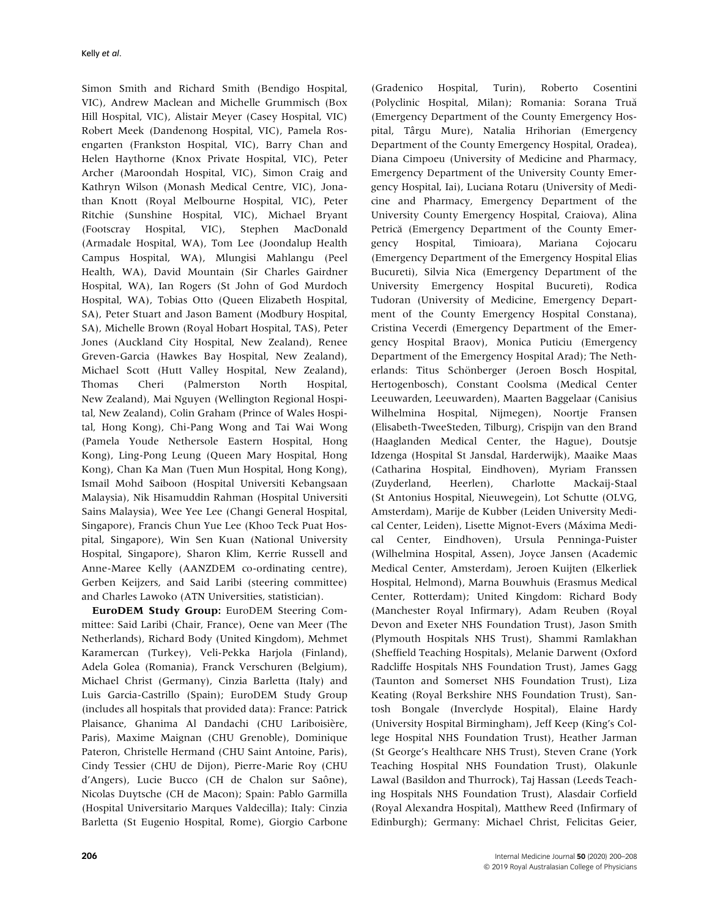Simon Smith and Richard Smith (Bendigo Hospital, VIC), Andrew Maclean and Michelle Grummisch (Box Hill Hospital, VIC), Alistair Meyer (Casey Hospital, VIC) Robert Meek (Dandenong Hospital, VIC), Pamela Rosengarten (Frankston Hospital, VIC), Barry Chan and Helen Haythorne (Knox Private Hospital, VIC), Peter Archer (Maroondah Hospital, VIC), Simon Craig and Kathryn Wilson (Monash Medical Centre, VIC), Jonathan Knott (Royal Melbourne Hospital, VIC), Peter Ritchie (Sunshine Hospital, VIC), Michael Bryant (Footscray Hospital, VIC), Stephen MacDonald (Armadale Hospital, WA), Tom Lee (Joondalup Health Campus Hospital, WA), Mlungisi Mahlangu (Peel Health, WA), David Mountain (Sir Charles Gairdner Hospital, WA), Ian Rogers (St John of God Murdoch Hospital, WA), Tobias Otto (Queen Elizabeth Hospital, SA), Peter Stuart and Jason Bament (Modbury Hospital, SA), Michelle Brown (Royal Hobart Hospital, TAS), Peter Jones (Auckland City Hospital, New Zealand), Renee Greven-Garcia (Hawkes Bay Hospital, New Zealand), Michael Scott (Hutt Valley Hospital, New Zealand), Thomas Cheri (Palmerston North Hospital, New Zealand), Mai Nguyen (Wellington Regional Hospital, New Zealand), Colin Graham (Prince of Wales Hospital, Hong Kong), Chi-Pang Wong and Tai Wai Wong (Pamela Youde Nethersole Eastern Hospital, Hong Kong), Ling-Pong Leung (Queen Mary Hospital, Hong Kong), Chan Ka Man (Tuen Mun Hospital, Hong Kong), Ismail Mohd Saiboon (Hospital Universiti Kebangsaan Malaysia), Nik Hisamuddin Rahman (Hospital Universiti Sains Malaysia), Wee Yee Lee (Changi General Hospital, Singapore), Francis Chun Yue Lee (Khoo Teck Puat Hospital, Singapore), Win Sen Kuan (National University Hospital, Singapore), Sharon Klim, Kerrie Russell and Anne-Maree Kelly (AANZDEM co-ordinating centre), Gerben Keijzers, and Said Laribi (steering committee) and Charles Lawoko (ATN Universities, statistician).

**EuroDEM Study Group:** EuroDEM Steering Committee: Said Laribi (Chair, France), Oene van Meer (The Netherlands), Richard Body (United Kingdom), Mehmet Karamercan (Turkey), Veli-Pekka Harjola (Finland), Adela Golea (Romania), Franck Verschuren (Belgium), Michael Christ (Germany), Cinzia Barletta (Italy) and Luis Garcia-Castrillo (Spain); EuroDEM Study Group (includes all hospitals that provided data): France: Patrick Plaisance, Ghanima Al Dandachi (CHU Lariboisière, Paris), Maxime Maignan (CHU Grenoble), Dominique Pateron, Christelle Hermand (CHU Saint Antoine, Paris), Cindy Tessier (CHU de Dijon), Pierre-Marie Roy (CHU d'Angers), Lucie Bucco (CH de Chalon sur Saône), Nicolas Duytsche (CH de Macon); Spain: Pablo Garmilla (Hospital Universitario Marques Valdecilla); Italy: Cinzia Barletta (St Eugenio Hospital, Rome), Giorgio Carbone (Gradenico Hospital, Turin), Roberto Cosentini (Polyclinic Hospital, Milan); Romania: Sorana Truă (Emergency Department of the County Emergency Hospital, Târgu Mure), Natalia Hrihorian (Emergency Department of the County Emergency Hospital, Oradea), Diana Cimpoeu (University of Medicine and Pharmacy, Emergency Department of the University County Emergency Hospital, Iai), Luciana Rotaru (University of Medicine and Pharmacy, Emergency Department of the University County Emergency Hospital, Craiova), Alina Petrică (Emergency Department of the County Emergency Hospital, Timioara), Mariana Cojocaru (Emergency Department of the Emergency Hospital Elias Bucureti), Silvia Nica (Emergency Department of the University Emergency Hospital Bucureti), Rodica Tudoran (University of Medicine, Emergency Department of the County Emergency Hospital Constana), Cristina Vecerdi (Emergency Department of the Emergency Hospital Braov), Monica Puticiu (Emergency Department of the Emergency Hospital Arad); The Netherlands: Titus Schönberger (Jeroen Bosch Hospital, Hertogenbosch), Constant Coolsma (Medical Center Leeuwarden, Leeuwarden), Maarten Baggelaar (Canisius Wilhelmina Hospital, Nijmegen), Noortje Fransen (Elisabeth-TweeSteden, Tilburg), Crispijn van den Brand (Haaglanden Medical Center, the Hague), Doutsje Idzenga (Hospital St Jansdal, Harderwijk), Maaike Maas (Catharina Hospital, Eindhoven), Myriam Franssen (Zuyderland, Heerlen), Charlotte Mackaij-Staal (St Antonius Hospital, Nieuwegein), Lot Schutte (OLVG, Amsterdam), Marije de Kubber (Leiden University Medical Center, Leiden), Lisette Mignot-Evers (Máxima Medical Center, Eindhoven), Ursula Penninga-Puister (Wilhelmina Hospital, Assen), Joyce Jansen (Academic Medical Center, Amsterdam), Jeroen Kuijten (Elkerliek Hospital, Helmond), Marna Bouwhuis (Erasmus Medical Center, Rotterdam); United Kingdom: Richard Body (Manchester Royal Infirmary), Adam Reuben (Royal Devon and Exeter NHS Foundation Trust), Jason Smith (Plymouth Hospitals NHS Trust), Shammi Ramlakhan (Sheffield Teaching Hospitals), Melanie Darwent (Oxford Radcliffe Hospitals NHS Foundation Trust), James Gagg (Taunton and Somerset NHS Foundation Trust), Liza Keating (Royal Berkshire NHS Foundation Trust), Santosh Bongale (Inverclyde Hospital), Elaine Hardy (University Hospital Birmingham), Jeff Keep (King's College Hospital NHS Foundation Trust), Heather Jarman (St George's Healthcare NHS Trust), Steven Crane (York Teaching Hospital NHS Foundation Trust), Olakunle Lawal (Basildon and Thurrock), Taj Hassan (Leeds Teaching Hospitals NHS Foundation Trust), Alasdair Corfield (Royal Alexandra Hospital), Matthew Reed (Infirmary of Edinburgh); Germany: Michael Christ, Felicitas Geier,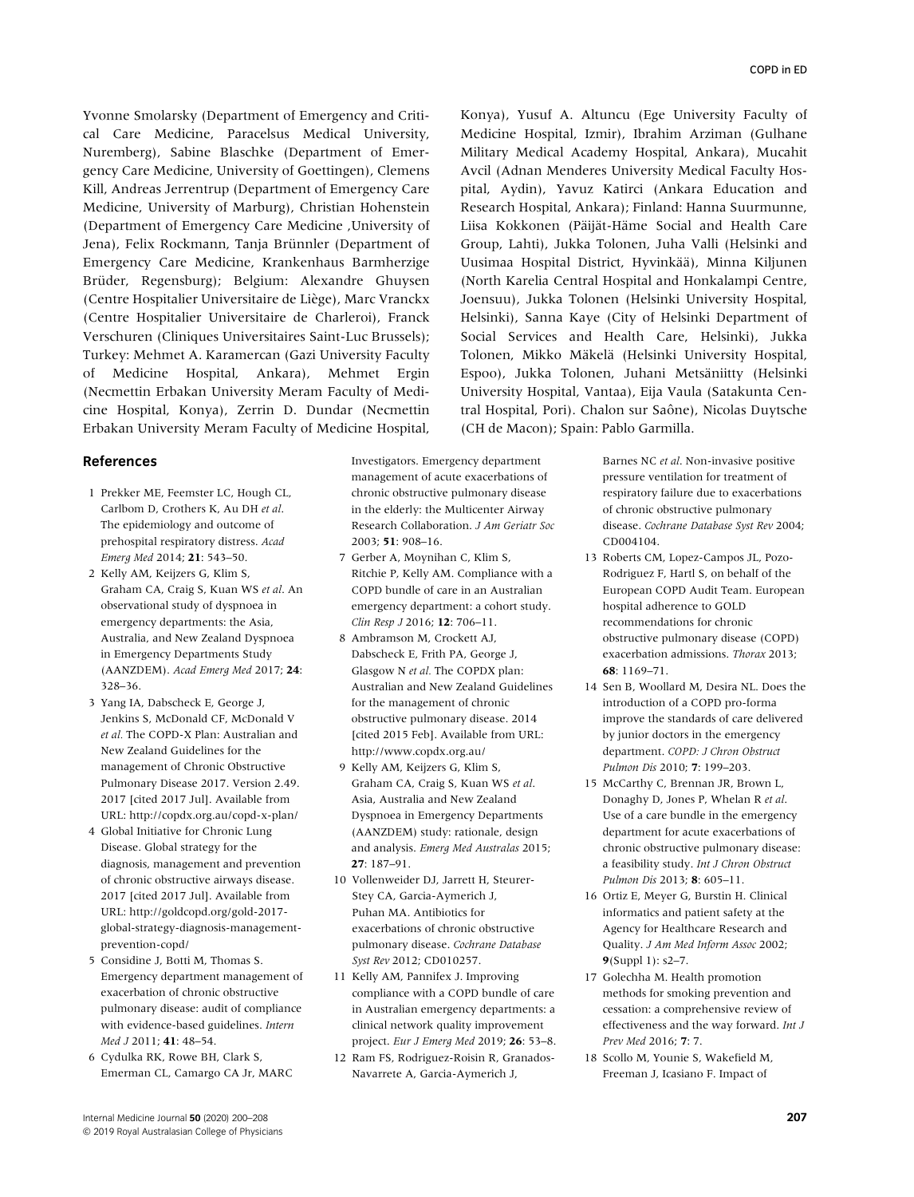Yvonne Smolarsky (Department of Emergency and Critical Care Medicine, Paracelsus Medical University, Nuremberg), Sabine Blaschke (Department of Emergency Care Medicine, University of Goettingen), Clemens Kill, Andreas Jerrentrup (Department of Emergency Care Medicine, University of Marburg), Christian Hohenstein (Department of Emergency Care Medicine ,University of Jena), Felix Rockmann, Tanja Brünnler (Department of Emergency Care Medicine, Krankenhaus Barmherzige Brüder, Regensburg); Belgium: Alexandre Ghuysen (Centre Hospitalier Universitaire de Liège), Marc Vranckx (Centre Hospitalier Universitaire de Charleroi), Franck Verschuren (Cliniques Universitaires Saint-Luc Brussels); Turkey: Mehmet A. Karamercan (Gazi University Faculty of Medicine Hospital, Ankara), Mehmet Ergin (Necmettin Erbakan University Meram Faculty of Medicine Hospital, Konya), Zerrin D. Dundar (Necmettin Erbakan University Meram Faculty of Medicine Hospital, Konya), Yusuf A. Altuncu (Ege University Faculty of Medicine Hospital, Izmir), Ibrahim Arziman (Gulhane Military Medical Academy Hospital, Ankara), Mucahit Avcil (Adnan Menderes University Medical Faculty Hospital, Aydin), Yavuz Katirci (Ankara Education and Research Hospital, Ankara); Finland: Hanna Suurmunne, Liisa Kokkonen (Päijät-Häme Social and Health Care Group, Lahti), Jukka Tolonen, Juha Valli (Helsinki and Uusimaa Hospital District, Hyvinkää), Minna Kiljunen (North Karelia Central Hospital and Honkalampi Centre, Joensuu), Jukka Tolonen (Helsinki University Hospital, Helsinki), Sanna Kaye (City of Helsinki Department of Social Services and Health Care, Helsinki), Jukka Tolonen, Mikko Mäkelä (Helsinki University Hospital, Espoo), Jukka Tolonen, Juhani Metsäniitty (Helsinki University Hospital, Vantaa), Eija Vaula (Satakunta Central Hospital, Pori). Chalon sur Saône), Nicolas Duytsche (CH de Macon); Spain: Pablo Garmilla.

## References

1. Prekker ME, Feemster LC, Hough CL, Carlbom D, Crothers K, Au DH *et al*. The epidemiology and outcome of prehospital respiratory distress. *Acad Emerg Med* 2014; **21**: 543–50.
2. Kelly AM, Keijzers G, Klim S, Graham CA, Craig S, Kuan WS *et al*. An observational study of dyspnoea in emergency departments: the Asia, Australia, and New Zealand Dyspnoea in Emergency Departments Study (AANZDEM). *Acad Emerg Med* 2017; **24**: 328–36.
3. Yang IA, Dabscheck E, George J, Jenkins S, McDonald CF, McDonald V *et al*. The COPD-X Plan: Australian and New Zealand Guidelines for the management of Chronic Obstructive Pulmonary Disease 2017. Version 2.49. 2017 [cited 2017 Jul]. Available from URL: http://copdx.org.au/copd-x-plan/
4. Global Initiative for Chronic Lung Disease. Global strategy for the diagnosis, management and prevention of chronic obstructive airways disease. 2017 [cited 2017 Jul]. Available from URL: http://goldcopd.org/gold-2017-global-strategy-diagnosis-management-prevention-copd/
5. Considine J, Botti M, Thomas S. Emergency department management of exacerbation of chronic obstructive pulmonary disease: audit of compliance with evidence-based guidelines. *Intern Med J* 2011; **41**: 48–54.
6. Cydulka RK, Rowe BH, Clark S, Emerman CL, Camargo CA Jr, MARC Investigators. Emergency department management of acute exacerbations of chronic obstructive pulmonary disease in the elderly: the Multicenter Airway Research Collaboration. *J Am Geriatr Soc* 2003; **51**: 908–16.
7. Gerber A, Moynihan C, Klim S, Ritchie P, Kelly AM. Compliance with a COPD bundle of care in an Australian emergency department: a cohort study. *Clin Resp J* 2016; **12**: 706–11.
8. Ambramson M, Crockett AJ, Dabscheck E, Frith PA, George J, Glasgow N *et al*. The COPDX plan: Australian and New Zealand Guidelines for the management of chronic obstructive pulmonary disease. 2014 [cited 2015 Feb]. Available from URL: http://www.copdx.org.au/
9. Kelly AM, Keijzers G, Klim S, Graham CA, Craig S, Kuan WS *et al*. Asia, Australia and New Zealand Dyspnoea in Emergency Departments (AANZDEM) study: rationale, design and analysis. *Emerg Med Australas* 2015; **27**: 187–91.
10. Vollenweider DJ, Jarrett H, Steurer-Stey CA, Garcia-Aymerich J, Puhan MA. Antibiotics for exacerbations of chronic obstructive pulmonary disease. *Cochrane Database Syst Rev* 2012; CD010257.
11. Kelly AM, Pannifex J. Improving compliance with a COPD bundle of care in Australian emergency departments: a clinical network quality improvement project. *Eur J Emerg Med* 2019; **26**: 53–8.
12. Ram FS, Rodriguez-Roisin R, Granados-Navarrete A, Garcia-Aymerich J, Barnes NC *et al*. Non-invasive positive pressure ventilation for treatment of respiratory failure due to exacerbations of chronic obstructive pulmonary disease. *Cochrane Database Syst Rev* 2004; CD004104.
13. Roberts CM, Lopez-Campos JL, Pozo-Rodriguez F, Hartl S, on behalf of the European COPD Audit Team. European hospital adherence to GOLD recommendations for chronic obstructive pulmonary disease (COPD) exacerbation admissions. *Thorax* 2013; **68**: 1169–71.
14. Sen B, Woollard M, Desira NL. Does the introduction of a COPD pro-forma improve the standards of care delivered by junior doctors in the emergency department. *COPD: J Chron Obstruct Pulmon Dis* 2010; **7**: 199–203.
15. McCarthy C, Brennan JR, Brown L, Donaghy D, Jones P, Whelan R *et al*. Use of a care bundle in the emergency department for acute exacerbations of chronic obstructive pulmonary disease: a feasibility study. *Int J Chron Obstruct Pulmon Dis* 2013; **8**: 605–11.
16. Ortiz E, Meyer G, Burstin H. Clinical informatics and patient safety at the Agency for Healthcare Research and Quality. *J Am Med Inform Assoc* 2002; **9**(Suppl 1): s2–7.
17. Golechha M. Health promotion methods for smoking prevention and cessation: a comprehensive review of effectiveness and the way forward. *Int J Prev Med* 2016; **7**: 7.
18. Scollo M, Younie S, Wakefield M, Freeman J, Icasiano F. Impact of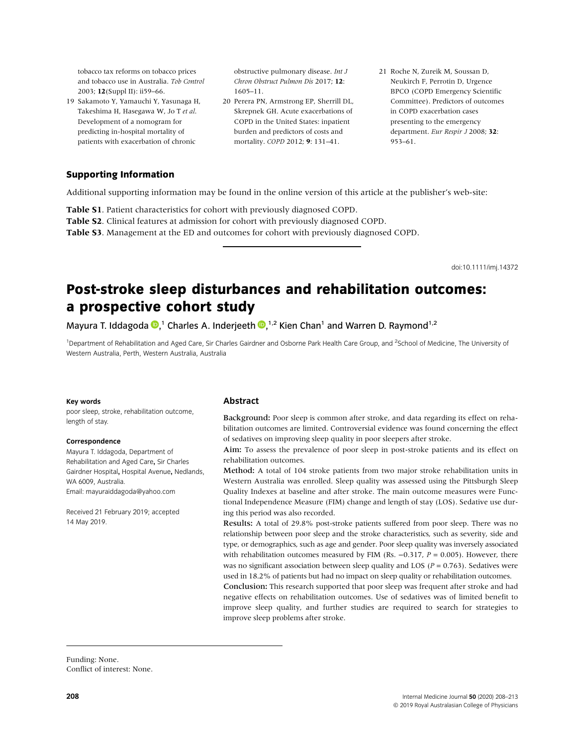tobacco tax reforms on tobacco prices and tobacco use in Australia. *Tob Control* 2003; **12**(Suppl II): ii59–66.

19 Sakamoto Y, Yamauchi Y, Yasunaga H, Takeshima H, Hasegawa W, Jo T *et al*. Development of a nomogram for predicting in-hospital mortality of patients with exacerbation of chronic obstructive pulmonary disease. *Int J Chron Obstruct Pulmon Dis* 2017; **12**: 1605–11.

20 Perera PN, Armstrong EP, Sherrill DL, Skrepnek GH. Acute exacerbations of COPD in the United States: inpatient burden and predictors of costs and mortality. *COPD* 2012; **9**: 131–41.

21 Roche N, Zureik M, Soussan D, Neukirch F, Perrotin D, Urgence BPCO (COPD Emergency Scientific Committee). Predictors of outcomes in COPD exacerbation cases presenting to the emergency department. *Eur Respir J* 2008; **32**: 953–61.

## Supporting Information

Additional supporting information may be found in the online version of this article at the publisher's web-site:

**Table S1**. Patient characteristics for cohort with previously diagnosed COPD.

**Table S2**. Clinical features at admission for cohort with previously diagnosed COPD.

**Table S3**. Management at the ED and outcomes for cohort with previously diagnosed COPD.

---

doi:10.1111/imj.14372

# Post-stroke sleep disturbances and rehabilitation outcomes: a prospective cohort study

Mayura T. Iddagoda,[1] Charles A. Inderjeeth,[1,2] Kien Chan[1] and Warren D. Raymond[1,2]

[1]Department of Rehabilitation and Aged Care, Sir Charles Gairdner and Osborne Park Health Care Group, and [2]School of Medicine, The University of Western Australia, Perth, Western Australia, Australia

#### Key words

poor sleep, stroke, rehabilitation outcome, length of stay.

#### Correspondence

Mayura T. Iddagoda, Department of Rehabilitation and Aged Care, Sir Charles Gairdner Hospital, Hospital Avenue, Nedlands, WA 6009, Australia.
Email: mayuraiddagoda@yahoo.com

Received 21 February 2019; accepted 14 May 2019.

### Abstract

**Background:** Poor sleep is common after stroke, and data regarding its effect on rehabilitation outcomes are limited. Controversial evidence was found concerning the effect of sedatives on improving sleep quality in poor sleepers after stroke.

**Aim:** To assess the prevalence of poor sleep in post-stroke patients and its effect on rehabilitation outcomes.

**Method:** A total of 104 stroke patients from two major stroke rehabilitation units in Western Australia was enrolled. Sleep quality was assessed using the Pittsburgh Sleep Quality Indexes at baseline and after stroke. The main outcome measures were Functional Independence Measure (FIM) change and length of stay (LOS). Sedative use during this period was also recorded.

**Results:** A total of 29.8% post-stroke patients suffered from poor sleep. There was no relationship between poor sleep and the stroke characteristics, such as severity, side and type, or demographics, such as age and gender. Poor sleep quality was inversely associated with rehabilitation outcomes measured by FIM (Rs. −0.317, $P = 0.005$). However, there was no significant association between sleep quality and LOS ($P = 0.763$). Sedatives were used in 18.2% of patients but had no impact on sleep quality or rehabilitation outcomes.

**Conclusion:** This research supported that poor sleep was frequent after stroke and had negative effects on rehabilitation outcomes. Use of sedatives was of limited benefit to improve sleep quality, and further studies are required to search for strategies to improve sleep problems after stroke.

Funding: None.
Conflict of interest: None.